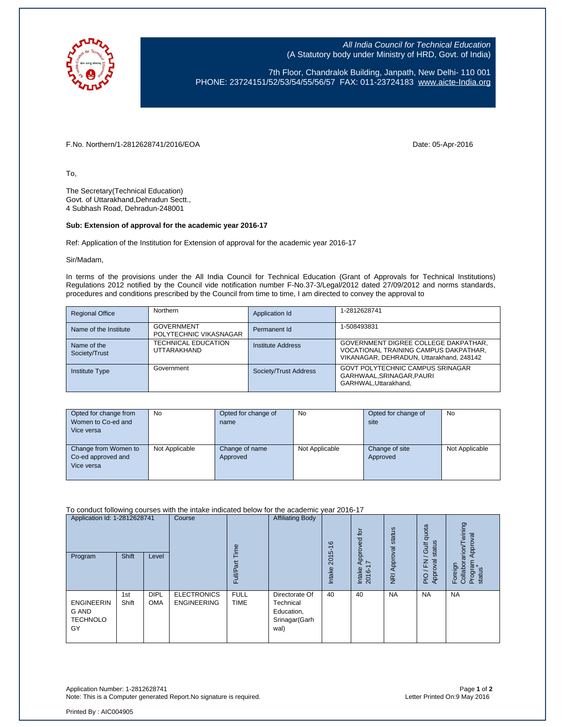*All India Council for Technical Education*
(A Statutory body under Ministry of HRD, Govt. of India)

7th Floor, Chandralok Building, Janpath, New Delhi- 110 001
PHONE: 23724151/52/53/54/55/56/57 FAX: 011-23724183 www.aicte-India.org

F.No. Northern/1-2812628741/2016/EOA

Date: 05-Apr-2016

To,

The Secretary(Technical Education)
Govt. of Uttarakhand,Dehradun Sectt.,
4 Subhash Road, Dehradun-248001

**Sub: Extension of approval for the academic year 2016-17**

Ref: Application of the Institution for Extension of approval for the academic year 2016-17

Sir/Madam,

In terms of the provisions under the All India Council for Technical Education (Grant of Approvals for Technical Institutions) Regulations 2012 notified by the Council vide notification number F-No.37-3/Legal/2012 dated 27/09/2012 and norms standards, procedures and conditions prescribed by the Council from time to time, I am directed to convey the approval to

| Regional Office | Northern | Application Id | 1-2812628741 |
|---|---|---|---|
| Name of the Institute | GOVERNMENT POLYTECHNIC VIKASNAGAR | Permanent Id | 1-508493831 |
| Name of the Society/Trust | TECHNICAL EDUCATION UTTARAKHAND | Institute Address | GOVERNMENT DIGREE COLLEGE DAKPATHAR, VOCATIONAL TRAINING CAMPUS DAKPATHAR, VIKANAGAR, DEHRADUN, Uttarakhand, 248142 |
| Institute Type | Government | Society/Trust Address | GOVT POLYTECHNIC CAMPUS SRINAGAR GARHWAAL,SRINAGAR,PAURI GARHWAL,Uttarakhand, |

| Opted for change from Women to Co-ed and Vice versa | No | Opted for change of name | No | Opted for change of site | No |
|---|---|---|---|---|---|
| Change from Women to Co-ed approved and Vice versa | Not Applicable | Change of name Approved | Not Applicable | Change of site Approved | Not Applicable |

To conduct following courses with the intake indicated below for the academic year 2016-17

| Application Id: 1-2812628741 | | | Course | Full/Part Time | Affiliating Body | Intake 2015-16 | Intake Approved for 2016-17 | NRI Approval status | PIO / FN / Gulf quota Approval status | Foreign Collaboration/Twining Program Approval status* |
|---|---|---|---|---|---|---|---|---|---|---|
| Program | Shift | Level | | | | | | | | |
| ENGINEERING AND TECHNOLOGY | 1st Shift | DIPLOMA | ELECTRONICS ENGINEERING | FULL TIME | Directorate Of Technical Education, Srinagar(Garhwal) | 40 | 40 | NA | NA | NA |

Application Number: 1-2812628741
Note: This is a Computer generated Report.No signature is required.

Letter Printed On:9 May 2016

Printed By : AIC004905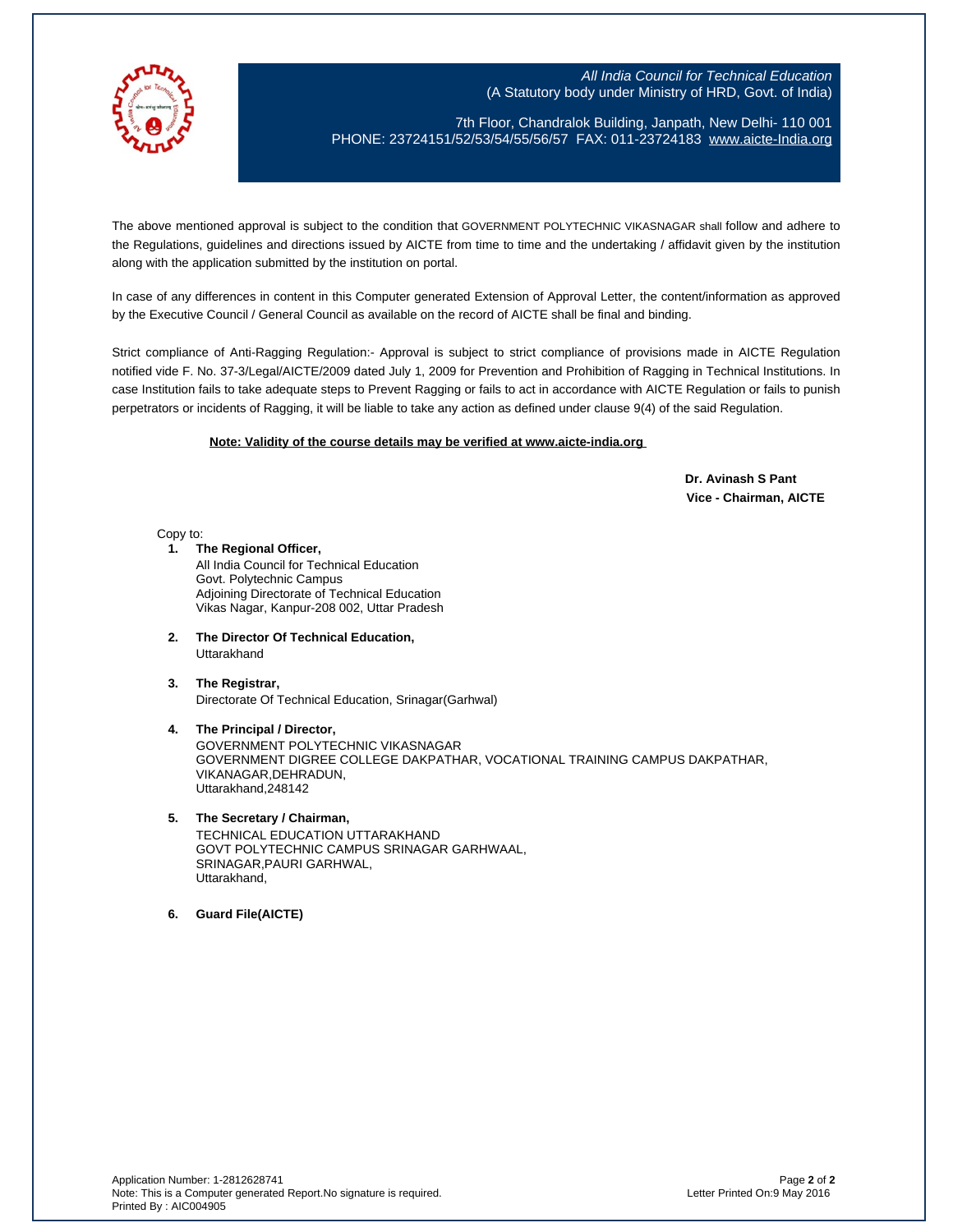*All India Council for Technical Education*
(A Statutory body under Ministry of HRD, Govt. of India)

7th Floor, Chandralok Building, Janpath, New Delhi- 110 001
PHONE: 23724151/52/53/54/55/56/57 FAX: 011-23724183 www.aicte-India.org

The above mentioned approval is subject to the condition that GOVERNMENT POLYTECHNIC VIKASNAGAR shall follow and adhere to the Regulations, guidelines and directions issued by AICTE from time to time and the undertaking / affidavit given by the institution along with the application submitted by the institution on portal.

In case of any differences in content in this Computer generated Extension of Approval Letter, the content/information as approved by the Executive Council / General Council as available on the record of AICTE shall be final and binding.

Strict compliance of Anti-Ragging Regulation:- Approval is subject to strict compliance of provisions made in AICTE Regulation notified vide F. No. 37-3/Legal/AICTE/2009 dated July 1, 2009 for Prevention and Prohibition of Ragging in Technical Institutions. In case Institution fails to take adequate steps to Prevent Ragging or fails to act in accordance with AICTE Regulation or fails to punish perpetrators or incidents of Ragging, it will be liable to take any action as defined under clause 9(4) of the said Regulation.

**Note: Validity of the course details may be verified at www.aicte-india.org**

**Dr. Avinash S Pant**
**Vice - Chairman, AICTE**

Copy to:

1. **The Regional Officer,**
   All India Council for Technical Education
   Govt. Polytechnic Campus
   Adjoining Directorate of Technical Education
   Vikas Nagar, Kanpur-208 002, Uttar Pradesh

2. **The Director Of Technical Education,**
   Uttarakhand

3. **The Registrar,**
   Directorate Of Technical Education, Srinagar(Garhwal)

4. **The Principal / Director,**
   GOVERNMENT POLYTECHNIC VIKASNAGAR
   GOVERNMENT DIGREE COLLEGE DAKPATHAR, VOCATIONAL TRAINING CAMPUS DAKPATHAR,
   VIKANAGAR,DEHRADUN,
   Uttarakhand,248142

5. **The Secretary / Chairman,**
   TECHNICAL EDUCATION UTTARAKHAND
   GOVT POLYTECHNIC CAMPUS SRINAGAR GARHWAAL,
   SRINAGAR,PAURI GARHWAL,
   Uttarakhand,

6. **Guard File(AICTE)**

Application Number: 1-2812628741
Note: This is a Computer generated Report.No signature is required.
Printed By : AIC004905

Letter Printed On:9 May 2016